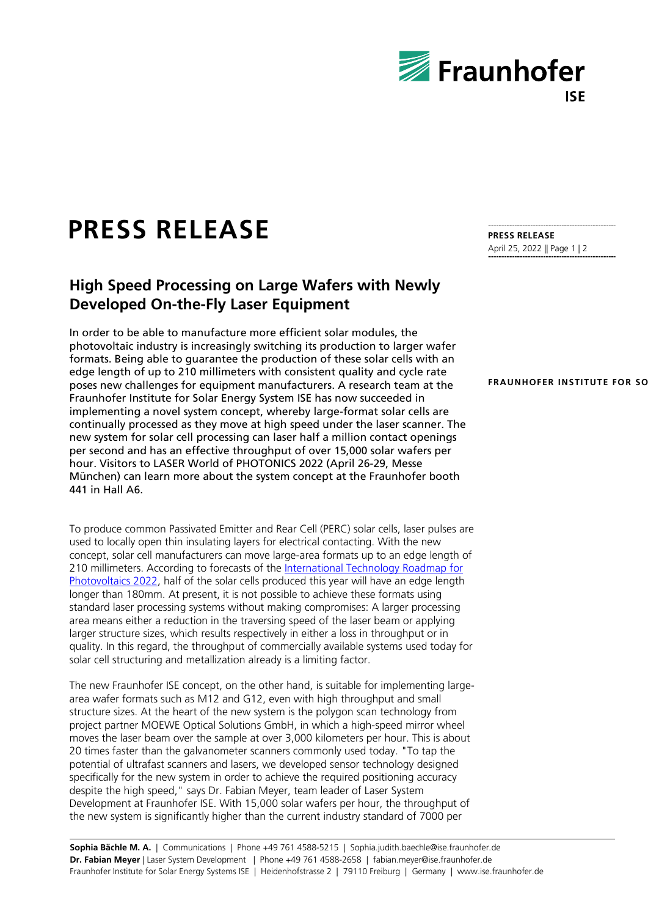# PRESS RELEASE

**PRESS RELEASE**
April 25, 2022 || Page 1 | 2

**FRAUNHOFER INSTITUTE FOR SO**

## High Speed Processing on Large Wafers with Newly Developed On-the-Fly Laser Equipment

In order to be able to manufacture more efficient solar modules, the photovoltaic industry is increasingly switching its production to larger wafer formats. Being able to guarantee the production of these solar cells with an edge length of up to 210 millimeters with consistent quality and cycle rate poses new challenges for equipment manufacturers. A research team at the Fraunhofer Institute for Solar Energy System ISE has now succeeded in implementing a novel system concept, whereby large-format solar cells are continually processed as they move at high speed under the laser scanner. The new system for solar cell processing can laser half a million contact openings per second and has an effective throughput of over 15,000 solar wafers per hour. Visitors to LASER World of PHOTONICS 2022 (April 26-29, Messe München) can learn more about the system concept at the Fraunhofer booth 441 in Hall A6.

To produce common Passivated Emitter and Rear Cell (PERC) solar cells, laser pulses are used to locally open thin insulating layers for electrical contacting. With the new concept, solar cell manufacturers can move large-area formats up to an edge length of 210 millimeters. According to forecasts of the International Technology Roadmap for Photovoltaics 2022, half of the solar cells produced this year will have an edge length longer than 180mm. At present, it is not possible to achieve these formats using standard laser processing systems without making compromises: A larger processing area means either a reduction in the traversing speed of the laser beam or applying larger structure sizes, which results respectively in either a loss in throughput or in quality. In this regard, the throughput of commercially available systems used today for solar cell structuring and metallization already is a limiting factor.

The new Fraunhofer ISE concept, on the other hand, is suitable for implementing large-area wafer formats such as M12 and G12, even with high throughput and small structure sizes. At the heart of the new system is the polygon scan technology from project partner MOEWE Optical Solutions GmbH, in which a high-speed mirror wheel moves the laser beam over the sample at over 3,000 kilometers per hour. This is about 20 times faster than the galvanometer scanners commonly used today. "To tap the potential of ultrafast scanners and lasers, we developed sensor technology designed specifically for the new system in order to achieve the required positioning accuracy despite the high speed," says Dr. Fabian Meyer, team leader of Laser System Development at Fraunhofer ISE. With 15,000 solar wafers per hour, the throughput of the new system is significantly higher than the current industry standard of 7000 per

**Sophia Bächle M. A.** | Communications | Phone +49 761 4588-5215 | Sophia.judith.baechle@ise.fraunhofer.de
**Dr. Fabian Meyer** | Laser System Development | Phone +49 761 4588-2658 | fabian.meyer@ise.fraunhofer.de
Fraunhofer Institute for Solar Energy Systems ISE | Heidenhofstrasse 2 | 79110 Freiburg | Germany | www.ise.fraunhofer.de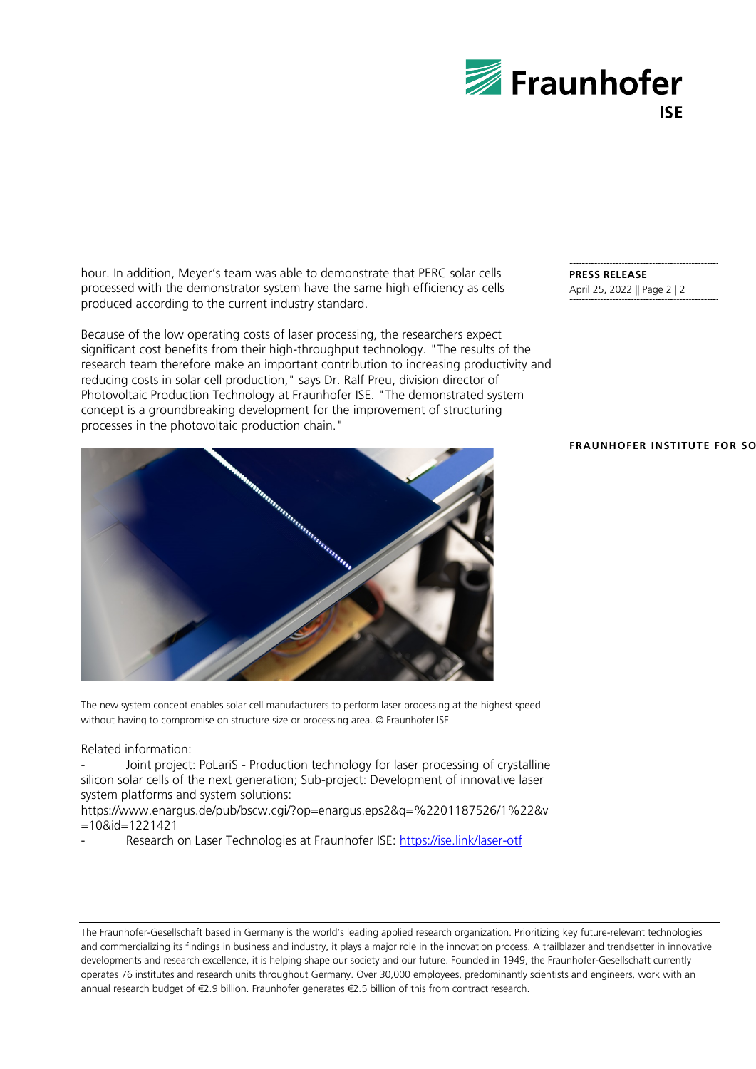hour. In addition, Meyer's team was able to demonstrate that PERC solar cells processed with the demonstrator system have the same high efficiency as cells produced according to the current industry standard.

Because of the low operating costs of laser processing, the researchers expect significant cost benefits from their high-throughput technology. "The results of the research team therefore make an important contribution to increasing productivity and reducing costs in solar cell production," says Dr. Ralf Preu, division director of Photovoltaic Production Technology at Fraunhofer ISE. "The demonstrated system concept is a groundbreaking development for the improvement of structuring processes in the photovoltaic production chain."

The new system concept enables solar cell manufacturers to perform laser processing at the highest speed without having to compromise on structure size or processing area. © Fraunhofer ISE

Related information:

- Joint project: PoLariS - Production technology for laser processing of crystalline silicon solar cells of the next generation; Sub-project: Development of innovative laser system platforms and system solutions: https://www.enargus.de/pub/bscw.cgi/?op=enargus.eps2&q=%2201187526/1%22&v=10&id=1221421
- Research on Laser Technologies at Fraunhofer ISE: [https://ise.link/laser-otf](https://ise.link/laser-otf)

The Fraunhofer-Gesellschaft based in Germany is the world's leading applied research organization. Prioritizing key future-relevant technologies and commercializing its findings in business and industry, it plays a major role in the innovation process. A trailblazer and trendsetter in innovative developments and research excellence, it is helping shape our society and our future. Founded in 1949, the Fraunhofer-Gesellschaft currently operates 76 institutes and research units throughout Germany. Over 30,000 employees, predominantly scientists and engineers, work with an annual research budget of €2.9 billion. Fraunhofer generates €2.5 billion of this from contract research.